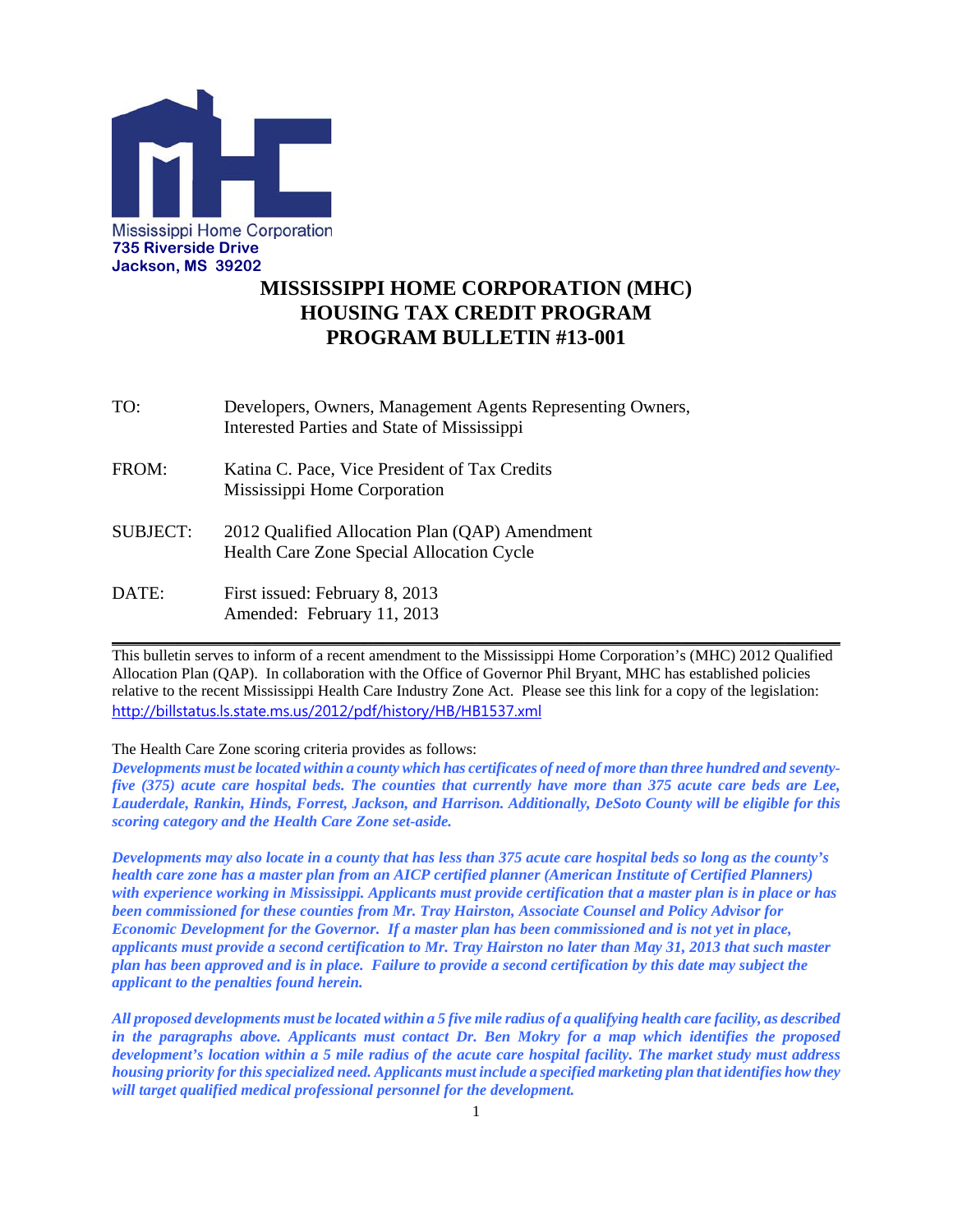Mississippi Home Corporation
**735 Riverside Drive**
**Jackson, MS 39202**

# MISSISSIPPI HOME CORPORATION (MHC)
# HOUSING TAX CREDIT PROGRAM
# PROGRAM BULLETIN #13-001

| | |
|---|---|
| TO: | Developers, Owners, Management Agents Representing Owners, Interested Parties and State of Mississippi |
| FROM: | Katina C. Pace, Vice President of Tax Credits<br>Mississippi Home Corporation |
| SUBJECT: | 2012 Qualified Allocation Plan (QAP) Amendment<br>Health Care Zone Special Allocation Cycle |
| DATE: | First issued: February 8, 2013<br>Amended: February 11, 2013 |

---

This bulletin serves to inform of a recent amendment to the Mississippi Home Corporation's (MHC) 2012 Qualified Allocation Plan (QAP). In collaboration with the Office of Governor Phil Bryant, MHC has established policies relative to the recent Mississippi Health Care Industry Zone Act. Please see this link for a copy of the legislation: http://billstatus.ls.state.ms.us/2012/pdf/history/HB/HB1537.xml

The Health Care Zone scoring criteria provides as follows:

***Developments must be located within a county which has certificates of need of more than three hundred and seventy-five (375) acute care hospital beds. The counties that currently have more than 375 acute care beds are Lee, Lauderdale, Rankin, Hinds, Forrest, Jackson, and Harrison. Additionally, DeSoto County will be eligible for this scoring category and the Health Care Zone set-aside.***

***Developments may also locate in a county that has less than 375 acute care hospital beds so long as the county's health care zone has a master plan from an AICP certified planner (American Institute of Certified Planners) with experience working in Mississippi. Applicants must provide certification that a master plan is in place or has been commissioned for these counties from Mr. Tray Hairston, Associate Counsel and Policy Advisor for Economic Development for the Governor. If a master plan has been commissioned and is not yet in place, applicants must provide a second certification to Mr. Tray Hairston no later than May 31, 2013 that such master plan has been approved and is in place. Failure to provide a second certification by this date may subject the applicant to the penalties found herein.***

***All proposed developments must be located within a 5 five mile radius of a qualifying health care facility, as described in the paragraphs above. Applicants must contact Dr. Ben Mokry for a map which identifies the proposed development's location within a 5 mile radius of the acute care hospital facility. The market study must address housing priority for this specialized need. Applicants must include a specified marketing plan that identifies how they will target qualified medical professional personnel for the development.***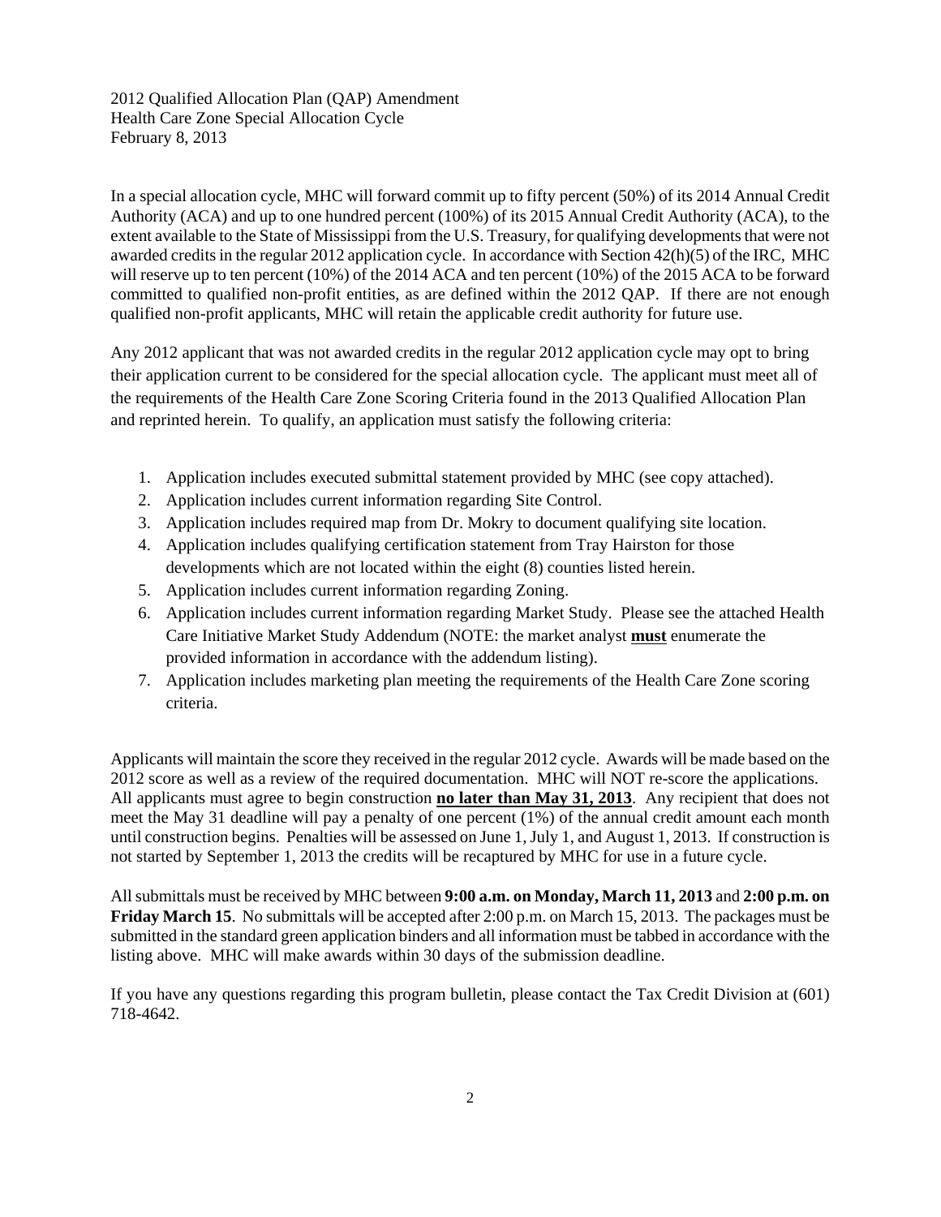2012 Qualified Allocation Plan (QAP) Amendment
Health Care Zone Special Allocation Cycle
February 8, 2013

In a special allocation cycle, MHC will forward commit up to fifty percent (50%) of its 2014 Annual Credit Authority (ACA) and up to one hundred percent (100%) of its 2015 Annual Credit Authority (ACA), to the extent available to the State of Mississippi from the U.S. Treasury, for qualifying developments that were not awarded credits in the regular 2012 application cycle. In accordance with Section 42(h)(5) of the IRC, MHC will reserve up to ten percent (10%) of the 2014 ACA and ten percent (10%) of the 2015 ACA to be forward committed to qualified non-profit entities, as are defined within the 2012 QAP. If there are not enough qualified non-profit applicants, MHC will retain the applicable credit authority for future use.

Any 2012 applicant that was not awarded credits in the regular 2012 application cycle may opt to bring their application current to be considered for the special allocation cycle. The applicant must meet all of the requirements of the Health Care Zone Scoring Criteria found in the 2013 Qualified Allocation Plan and reprinted herein. To qualify, an application must satisfy the following criteria:

1. Application includes executed submittal statement provided by MHC (see copy attached).
2. Application includes current information regarding Site Control.
3. Application includes required map from Dr. Mokry to document qualifying site location.
4. Application includes qualifying certification statement from Tray Hairston for those developments which are not located within the eight (8) counties listed herein.
5. Application includes current information regarding Zoning.
6. Application includes current information regarding Market Study. Please see the attached Health Care Initiative Market Study Addendum (NOTE: the market analyst **must** enumerate the provided information in accordance with the addendum listing).
7. Application includes marketing plan meeting the requirements of the Health Care Zone scoring criteria.

Applicants will maintain the score they received in the regular 2012 cycle. Awards will be made based on the 2012 score as well as a review of the required documentation. MHC will NOT re-score the applications. All applicants must agree to begin construction **no later than May 31, 2013**. Any recipient that does not meet the May 31 deadline will pay a penalty of one percent (1%) of the annual credit amount each month until construction begins. Penalties will be assessed on June 1, July 1, and August 1, 2013. If construction is not started by September 1, 2013 the credits will be recaptured by MHC for use in a future cycle.

All submittals must be received by MHC between **9:00 a.m. on Monday, March 11, 2013** and **2:00 p.m. on Friday March 15**. No submittals will be accepted after 2:00 p.m. on March 15, 2013. The packages must be submitted in the standard green application binders and all information must be tabbed in accordance with the listing above. MHC will make awards within 30 days of the submission deadline.

If you have any questions regarding this program bulletin, please contact the Tax Credit Division at (601) 718-4642.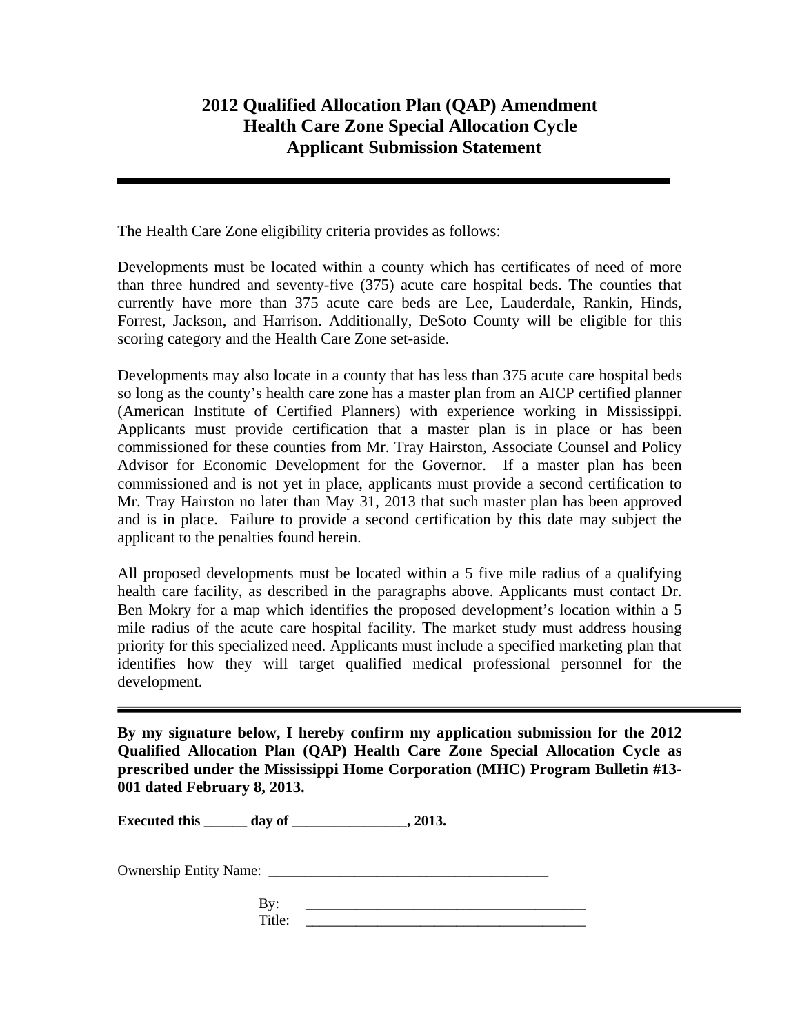# 2012 Qualified Allocation Plan (QAP) Amendment
## Health Care Zone Special Allocation Cycle
## Applicant Submission Statement

---

The Health Care Zone eligibility criteria provides as follows:

Developments must be located within a county which has certificates of need of more than three hundred and seventy-five (375) acute care hospital beds. The counties that currently have more than 375 acute care beds are Lee, Lauderdale, Rankin, Hinds, Forrest, Jackson, and Harrison. Additionally, DeSoto County will be eligible for this scoring category and the Health Care Zone set-aside.

Developments may also locate in a county that has less than 375 acute care hospital beds so long as the county's health care zone has a master plan from an AICP certified planner (American Institute of Certified Planners) with experience working in Mississippi. Applicants must provide certification that a master plan is in place or has been commissioned for these counties from Mr. Tray Hairston, Associate Counsel and Policy Advisor for Economic Development for the Governor. If a master plan has been commissioned and is not yet in place, applicants must provide a second certification to Mr. Tray Hairston no later than May 31, 2013 that such master plan has been approved and is in place. Failure to provide a second certification by this date may subject the applicant to the penalties found herein.

All proposed developments must be located within a 5 five mile radius of a qualifying health care facility, as described in the paragraphs above. Applicants must contact Dr. Ben Mokry for a map which identifies the proposed development's location within a 5 mile radius of the acute care hospital facility. The market study must address housing priority for this specialized need. Applicants must include a specified marketing plan that identifies how they will target qualified medical professional personnel for the development.

---

**By my signature below, I hereby confirm my application submission for the 2012 Qualified Allocation Plan (QAP) Health Care Zone Special Allocation Cycle as prescribed under the Mississippi Home Corporation (MHC) Program Bulletin #13-001 dated February 8, 2013.**

**Executed this ______ day of ________________, 2013.**

Ownership Entity Name: ________________________________________

By: ________________________________________

Title: ________________________________________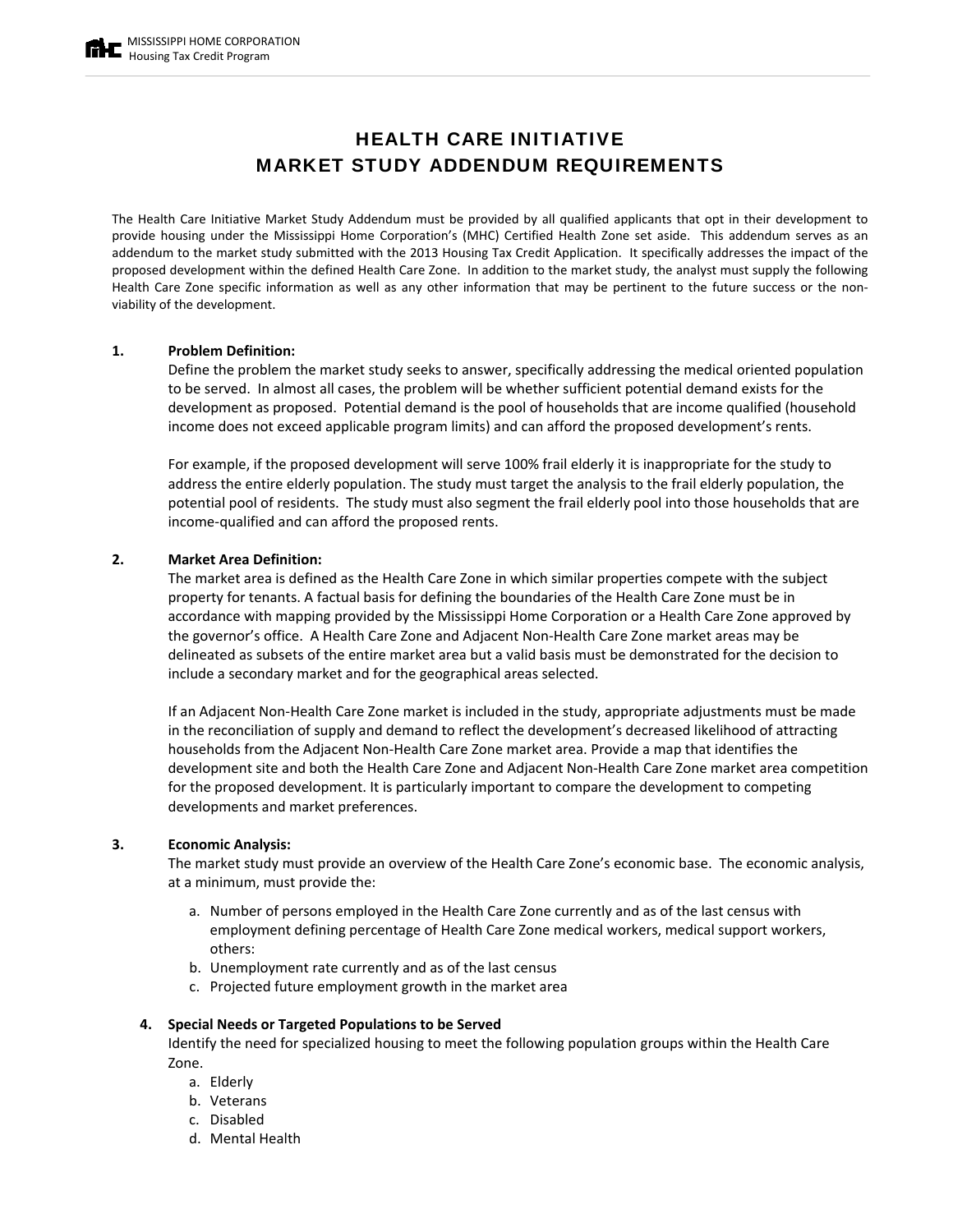# HEALTH CARE INITIATIVE
# MARKET STUDY ADDENDUM REQUIREMENTS

The Health Care Initiative Market Study Addendum must be provided by all qualified applicants that opt in their development to provide housing under the Mississippi Home Corporation's (MHC) Certified Health Zone set aside. This addendum serves as an addendum to the market study submitted with the 2013 Housing Tax Credit Application. It specifically addresses the impact of the proposed development within the defined Health Care Zone. In addition to the market study, the analyst must supply the following Health Care Zone specific information as well as any other information that may be pertinent to the future success or the non-viability of the development.

**1. Problem Definition:**

Define the problem the market study seeks to answer, specifically addressing the medical oriented population to be served. In almost all cases, the problem will be whether sufficient potential demand exists for the development as proposed. Potential demand is the pool of households that are income qualified (household income does not exceed applicable program limits) and can afford the proposed development's rents.

For example, if the proposed development will serve 100% frail elderly it is inappropriate for the study to address the entire elderly population. The study must target the analysis to the frail elderly population, the potential pool of residents. The study must also segment the frail elderly pool into those households that are income-qualified and can afford the proposed rents.

**2. Market Area Definition:**

The market area is defined as the Health Care Zone in which similar properties compete with the subject property for tenants. A factual basis for defining the boundaries of the Health Care Zone must be in accordance with mapping provided by the Mississippi Home Corporation or a Health Care Zone approved by the governor's office. A Health Care Zone and Adjacent Non-Health Care Zone market areas may be delineated as subsets of the entire market area but a valid basis must be demonstrated for the decision to include a secondary market and for the geographical areas selected.

If an Adjacent Non-Health Care Zone market is included in the study, appropriate adjustments must be made in the reconciliation of supply and demand to reflect the development's decreased likelihood of attracting households from the Adjacent Non-Health Care Zone market area. Provide a map that identifies the development site and both the Health Care Zone and Adjacent Non-Health Care Zone market area competition for the proposed development. It is particularly important to compare the development to competing developments and market preferences.

**3. Economic Analysis:**

The market study must provide an overview of the Health Care Zone's economic base. The economic analysis, at a minimum, must provide the:

a. Number of persons employed in the Health Care Zone currently and as of the last census with employment defining percentage of Health Care Zone medical workers, medical support workers, others:
b. Unemployment rate currently and as of the last census
c. Projected future employment growth in the market area

**4. Special Needs or Targeted Populations to be Served**

Identify the need for specialized housing to meet the following population groups within the Health Care Zone.

a. Elderly
b. Veterans
c. Disabled
d. Mental Health